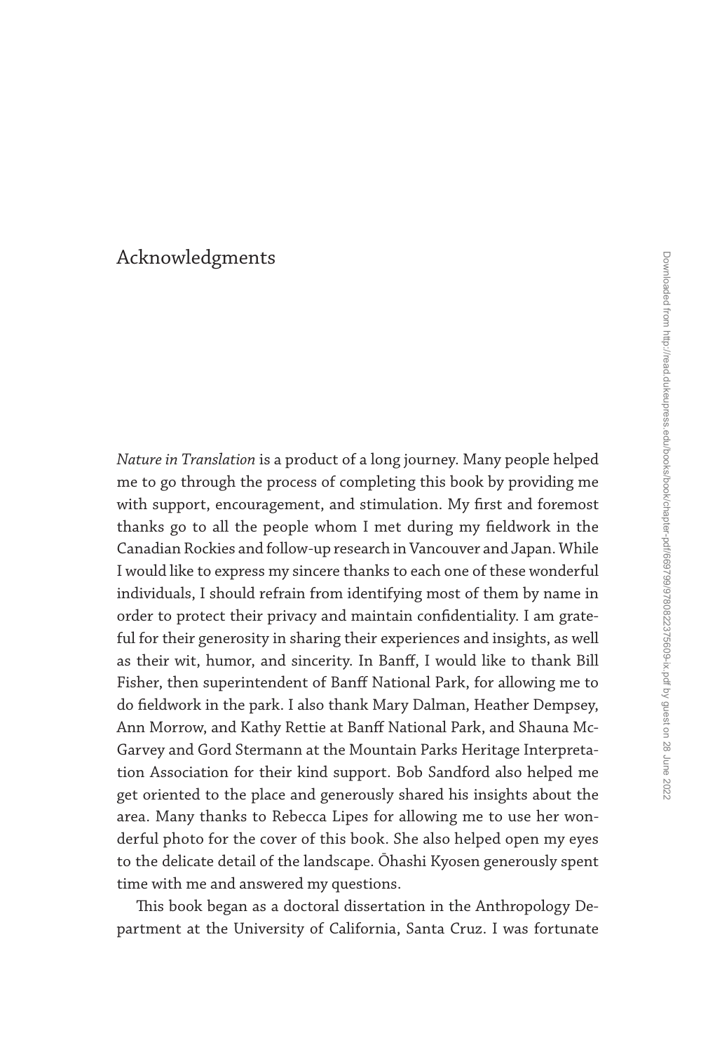# Acknowledgments

*Nature in Translation* is a product of a long journey. Many people helped me to go through the process of completing this book by providing me with support, encouragement, and stimulation. My first and foremost thanks go to all the people whom I met during my fieldwork in the Canadian Rockies and follow-up research in Vancouver and Japan. While I would like to express my sincere thanks to each one of these wonderful individuals, I should refrain from identifying most of them by name in order to protect their privacy and maintain confidentiality. I am grateful for their generosity in sharing their experiences and insights, as well as their wit, humor, and sincerity. In Banff, I would like to thank Bill Fisher, then superintendent of Banff National Park, for allowing me to do fieldwork in the park. I also thank Mary Dalman, Heather Dempsey, Ann Morrow, and Kathy Rettie at Banff National Park, and Shauna McGarvey and Gord Stermann at the Mountain Parks Heritage Interpretation Association for their kind support. Bob Sandford also helped me get oriented to the place and generously shared his insights about the area. Many thanks to Rebecca Lipes for allowing me to use her wonderful photo for the cover of this book. She also helped open my eyes to the delicate detail of the landscape. Ōhashi Kyosen generously spent time with me and answered my questions.

This book began as a doctoral dissertation in the Anthropology Department at the University of California, Santa Cruz. I was fortunate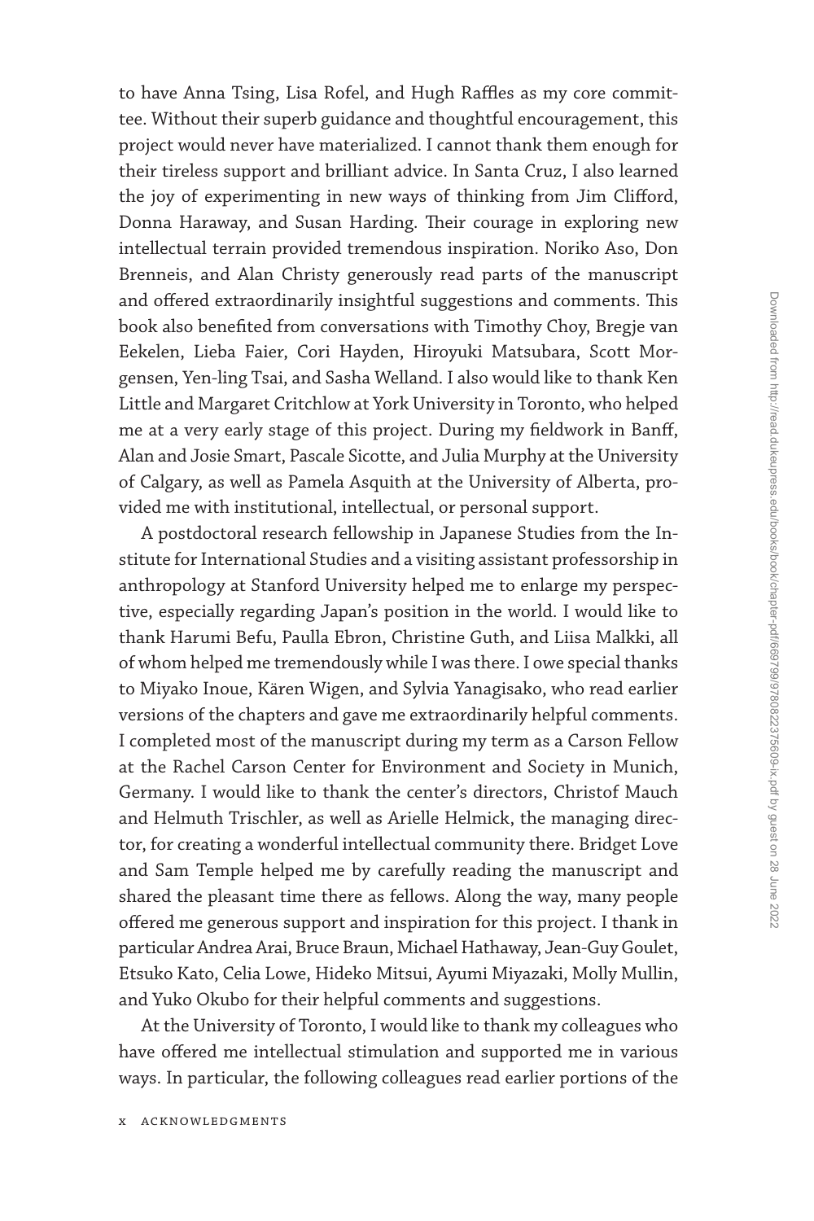to have Anna Tsing, Lisa Rofel, and Hugh Raffles as my core committee. Without their superb guidance and thoughtful encouragement, this project would never have materialized. I cannot thank them enough for their tireless support and brilliant advice. In Santa Cruz, I also learned the joy of experimenting in new ways of thinking from Jim Clifford, Donna Haraway, and Susan Harding. Their courage in exploring new intellectual terrain provided tremendous inspiration. Noriko Aso, Don Brenneis, and Alan Christy generously read parts of the manuscript and offered extraordinarily insightful suggestions and comments. This book also benefited from conversations with Timothy Choy, Bregje van Eekelen, Lieba Faier, Cori Hayden, Hiroyuki Matsubara, Scott Morgensen, Yen-ling Tsai, and Sasha Welland. I also would like to thank Ken Little and Margaret Critchlow at York University in Toronto, who helped me at a very early stage of this project. During my fieldwork in Banff, Alan and Josie Smart, Pascale Sicotte, and Julia Murphy at the University of Calgary, as well as Pamela Asquith at the University of Alberta, provided me with institutional, intellectual, or personal support.

A postdoctoral research fellowship in Japanese Studies from the Institute for International Studies and a visiting assistant professorship in anthropology at Stanford University helped me to enlarge my perspective, especially regarding Japan's position in the world. I would like to thank Harumi Befu, Paulla Ebron, Christine Guth, and Liisa Malkki, all of whom helped me tremendously while I was there. I owe special thanks to Miyako Inoue, Kären Wigen, and Sylvia Yanagisako, who read earlier versions of the chapters and gave me extraordinarily helpful comments. I completed most of the manuscript during my term as a Carson Fellow at the Rachel Carson Center for Environment and Society in Munich, Germany. I would like to thank the center's directors, Christof Mauch and Helmuth Trischler, as well as Arielle Helmick, the managing director, for creating a wonderful intellectual community there. Bridget Love and Sam Temple helped me by carefully reading the manuscript and shared the pleasant time there as fellows. Along the way, many people offered me generous support and inspiration for this project. I thank in particular Andrea Arai, Bruce Braun, Michael Hathaway, Jean-Guy Goulet, Etsuko Kato, Celia Lowe, Hideko Mitsui, Ayumi Miyazaki, Molly Mullin, and Yuko Okubo for their helpful comments and suggestions.

At the University of Toronto, I would like to thank my colleagues who have offered me intellectual stimulation and supported me in various ways. In particular, the following colleagues read earlier portions of the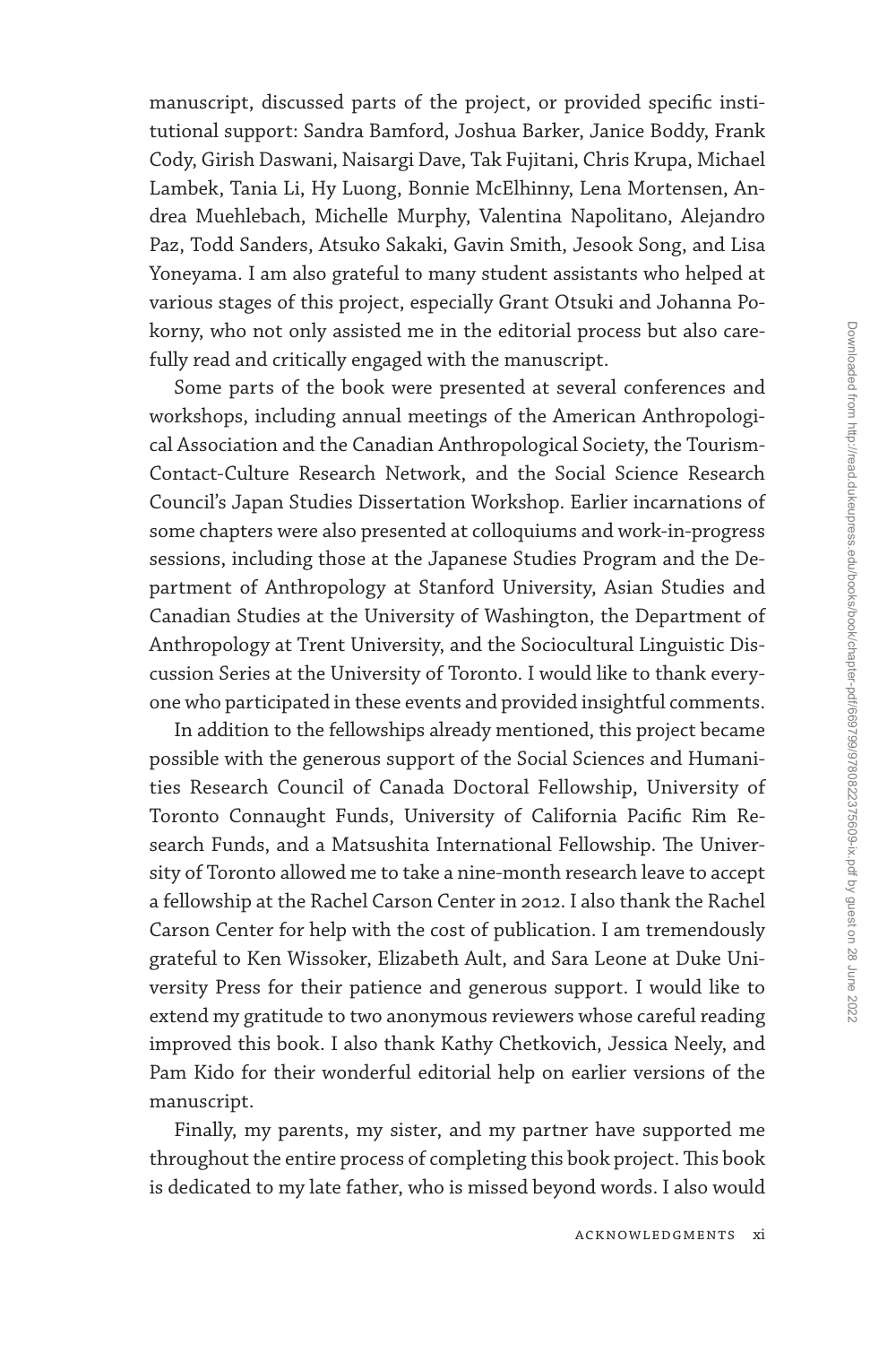manuscript, discussed parts of the project, or provided specific institutional support: Sandra Bamford, Joshua Barker, Janice Boddy, Frank Cody, Girish Daswani, Naisargi Dave, Tak Fujitani, Chris Krupa, Michael Lambek, Tania Li, Hy Luong, Bonnie McElhinny, Lena Mortensen, Andrea Muehlebach, Michelle Murphy, Valentina Napolitano, Alejandro Paz, Todd Sanders, Atsuko Sakaki, Gavin Smith, Jesook Song, and Lisa Yoneyama. I am also grateful to many student assistants who helped at various stages of this project, especially Grant Otsuki and Johanna Pokorny, who not only assisted me in the editorial process but also carefully read and critically engaged with the manuscript.

Some parts of the book were presented at several conferences and workshops, including annual meetings of the American Anthropological Association and the Canadian Anthropological Society, the Tourism-Contact-Culture Research Network, and the Social Science Research Council's Japan Studies Dissertation Workshop. Earlier incarnations of some chapters were also presented at colloquiums and work-in-progress sessions, including those at the Japanese Studies Program and the Department of Anthropology at Stanford University, Asian Studies and Canadian Studies at the University of Washington, the Department of Anthropology at Trent University, and the Sociocultural Linguistic Discussion Series at the University of Toronto. I would like to thank everyone who participated in these events and provided insightful comments.

In addition to the fellowships already mentioned, this project became possible with the generous support of the Social Sciences and Humanities Research Council of Canada Doctoral Fellowship, University of Toronto Connaught Funds, University of California Pacific Rim Research Funds, and a Matsushita International Fellowship. The University of Toronto allowed me to take a nine-month research leave to accept a fellowship at the Rachel Carson Center in 2012. I also thank the Rachel Carson Center for help with the cost of publication. I am tremendously grateful to Ken Wissoker, Elizabeth Ault, and Sara Leone at Duke University Press for their patience and generous support. I would like to extend my gratitude to two anonymous reviewers whose careful reading improved this book. I also thank Kathy Chetkovich, Jessica Neely, and Pam Kido for their wonderful editorial help on earlier versions of the manuscript.

Finally, my parents, my sister, and my partner have supported me throughout the entire process of completing this book project. This book is dedicated to my late father, who is missed beyond words. I also would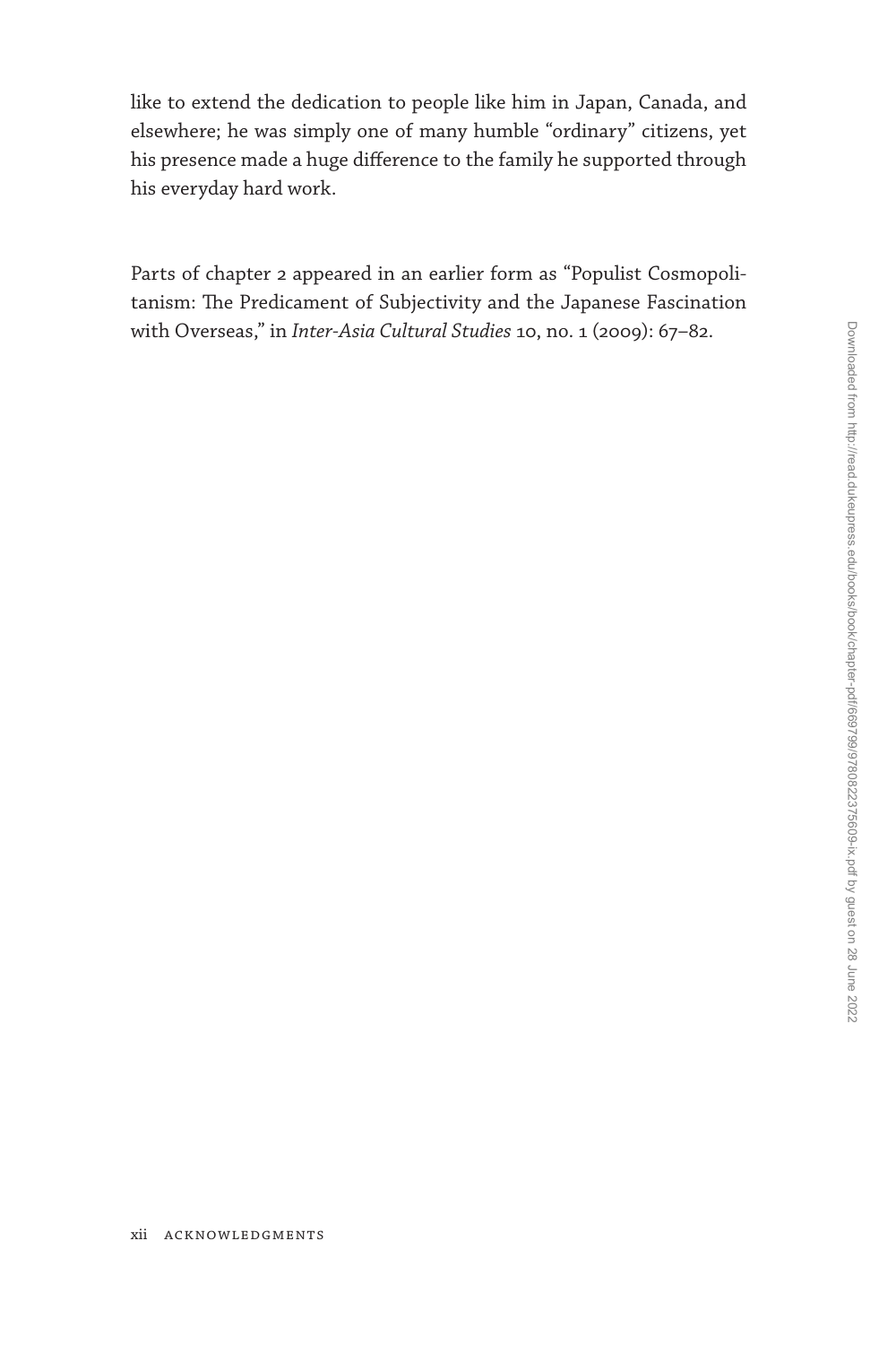like to extend the dedication to people like him in Japan, Canada, and elsewhere; he was simply one of many humble "ordinary" citizens, yet his presence made a huge difference to the family he supported through his everyday hard work.

Parts of chapter 2 appeared in an earlier form as "Populist Cosmopolitanism: The Predicament of Subjectivity and the Japanese Fascination with Overseas," in *Inter-Asia Cultural Studies* 10, no. 1 (2009): 67–82.